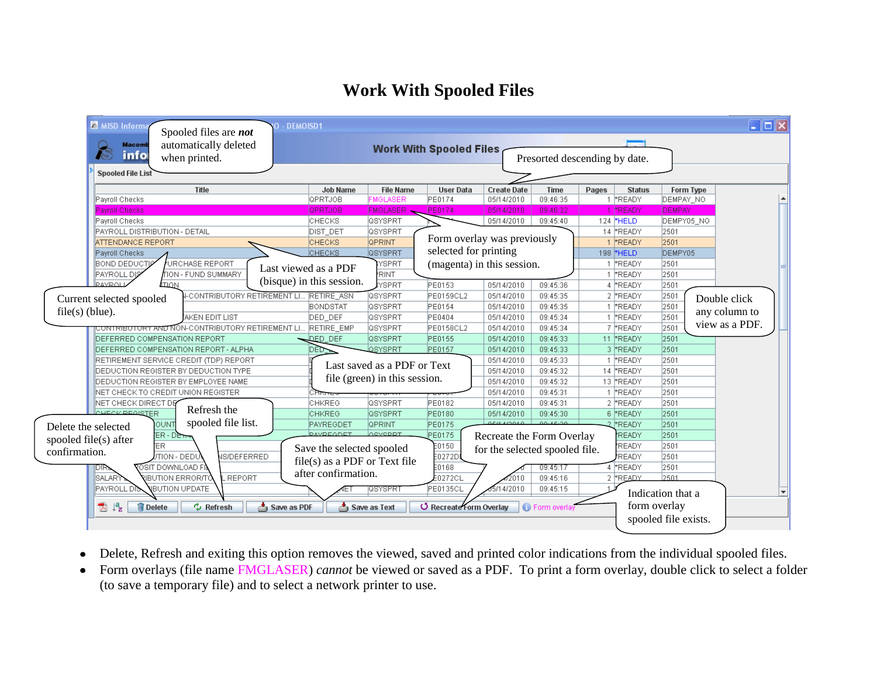# Work With Spooled Files

Spooled files are *not* automatically deleted when printed.

Presorted descending by date.

Form overlay was previously selected for printing (magenta) in this session.

Last viewed as a PDF (bisque) in this session.

Current selected spooled file(s) (blue).

Double click any column to view as a PDF.

Last saved as a PDF or Text file (green) in this session.

Refresh the spooled file list.

Delete the selected spooled file(s) after confirmation.

Save the selected spooled file(s) as a PDF or Text file after confirmation.

Recreate the Form Overlay for the selected spooled file.

Indication that a form overlay spooled file exists.

- Delete, Refresh and exiting this option removes the viewed, saved and printed color indications from the individual spooled files.
- Form overlays (file name FMGLASER) *cannot* be viewed or saved as a PDF. To print a form overlay, double click to select a folder (to save a temporary file) and to select a network printer to use.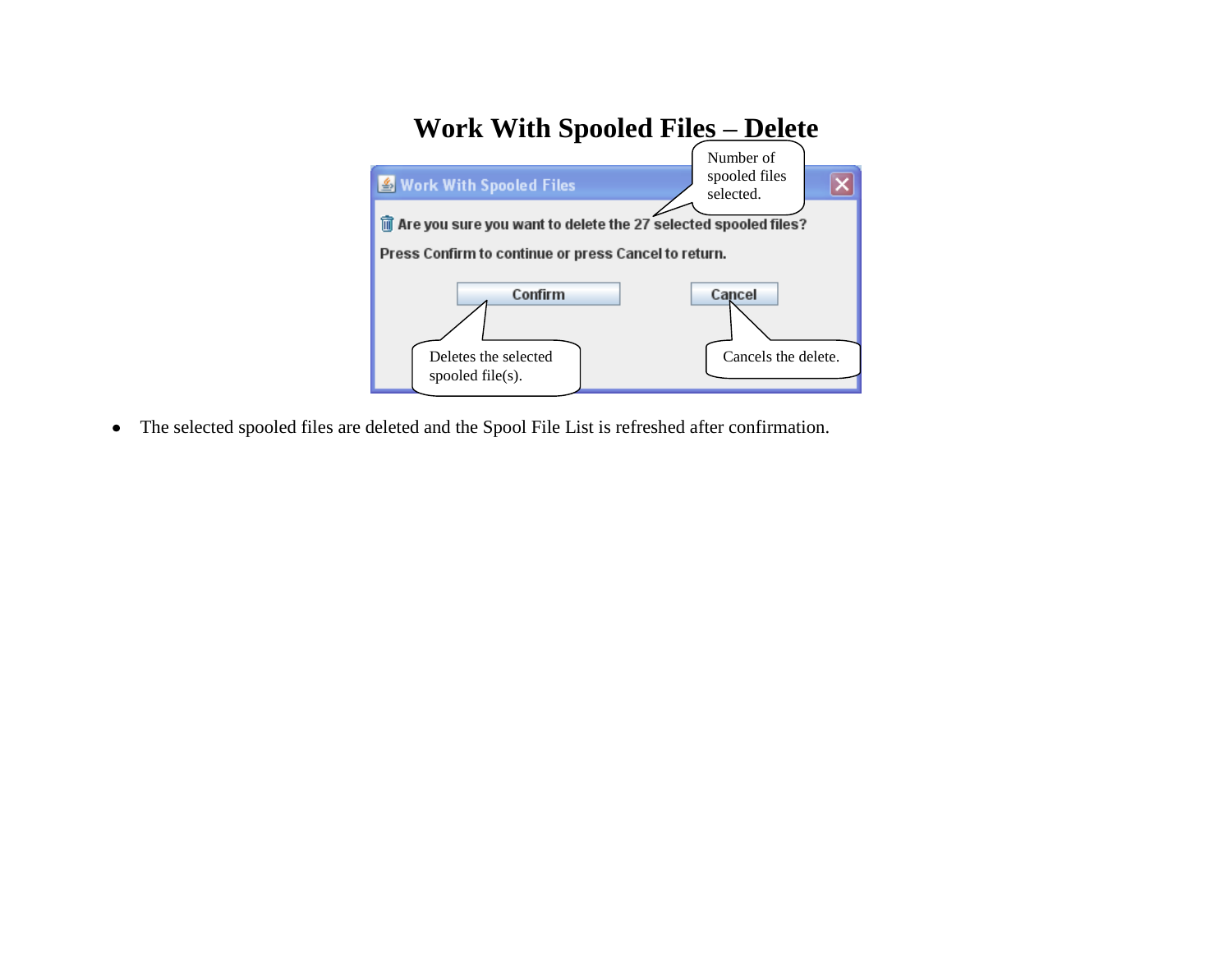# Work With Spooled Files – Delete

Work With Spooled Files

Number of spooled files selected.

Are you sure you want to delete the 27 selected spooled files?

Press Confirm to continue or press Cancel to return.

Confirm

Cancel

Deletes the selected spooled file(s).

Cancels the delete.

- The selected spooled files are deleted and the Spool File List is refreshed after confirmation.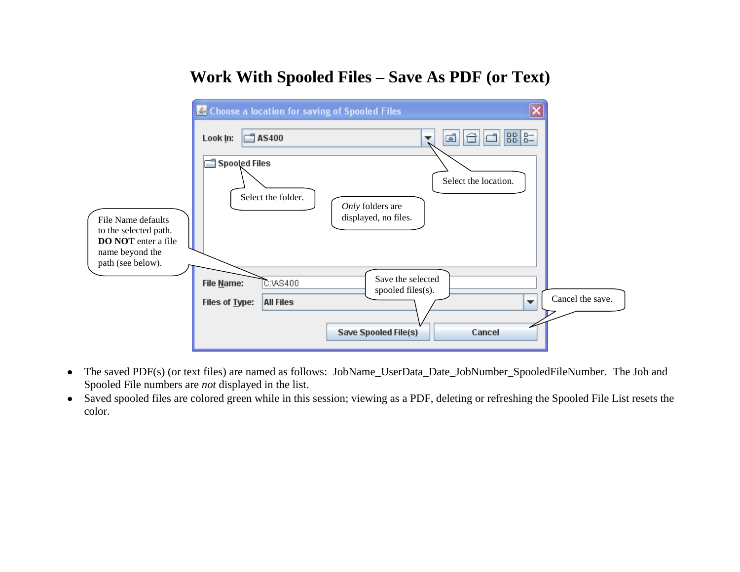# Work With Spooled Files – Save As PDF (or Text)

Choose a location for saving of Spooled Files

Look In: AS400

Spooled Files

Select the location.

Select the folder.

*Only* folders are displayed, no files.

File Name defaults to the selected path. **DO NOT** enter a file name beyond the path (see below).

File Name: C:\AS400

Save the selected spooled files(s).

Files of Type: All Files

Cancel the save.

Save Spooled File(s) | Cancel

- The saved PDF(s) (or text files) are named as follows: JobName_UserData_Date_JobNumber_SpooledFileNumber. The Job and Spooled File numbers are *not* displayed in the list.
- Saved spooled files are colored green while in this session; viewing as a PDF, deleting or refreshing the Spooled File List resets the color.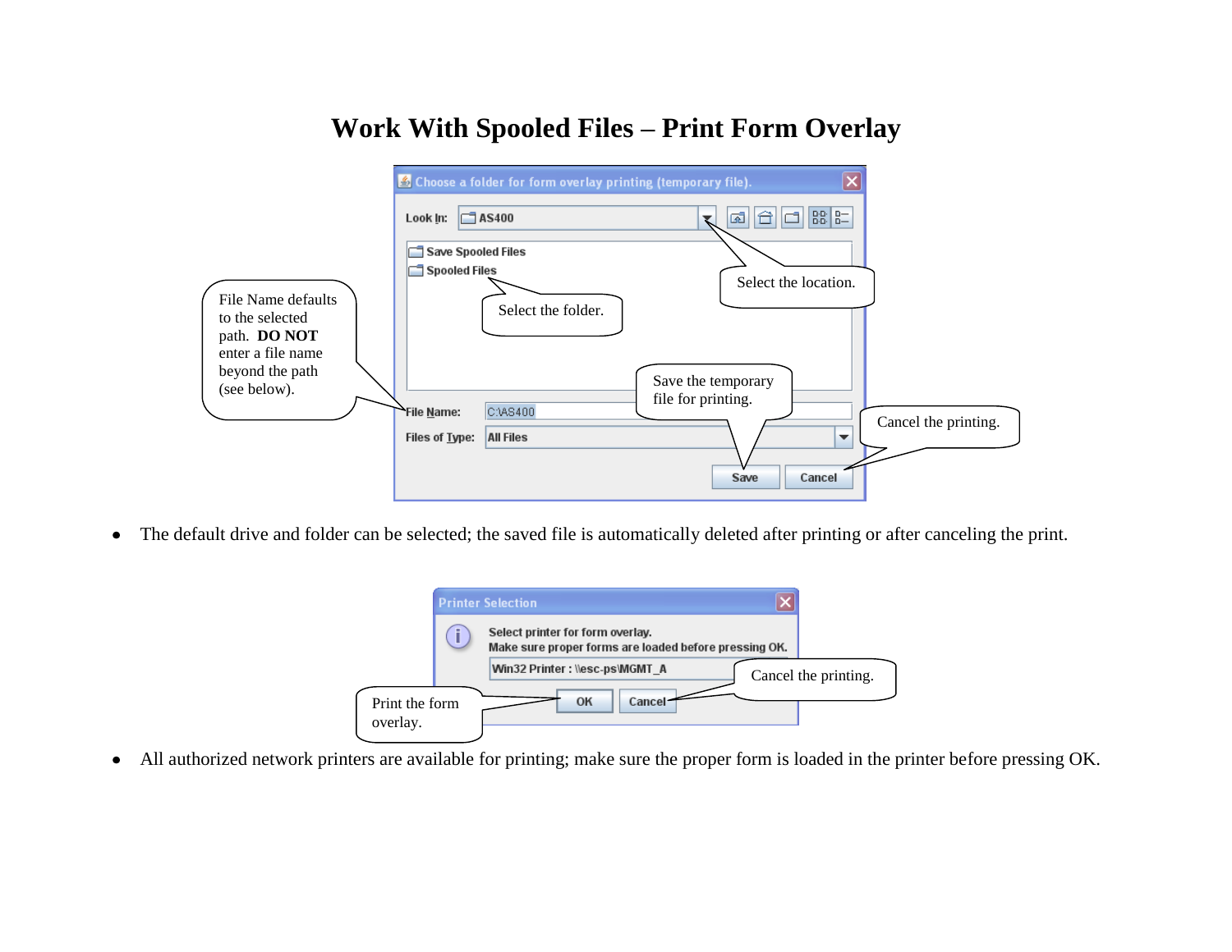# Work With Spooled Files – Print Form Overlay

Choose a folder for form overlay printing (temporary file).

Look In: AS400

Save Spooled Files

Spooled Files

Select the location.

Select the folder.

File Name defaults to the selected path. **DO NOT** enter a file name beyond the path (see below).

Save the temporary file for printing.

File Name: C:\AS400

Files of Type: All Files

Cancel the printing.

Save Cancel

- The default drive and folder can be selected; the saved file is automatically deleted after printing or after canceling the print.

Printer Selection

Select printer for form overlay.
Make sure proper forms are loaded before pressing OK.

Win32 Printer : \\esc-ps\MGMT_A

Cancel the printing.

Print the form overlay.

OK Cancel

- All authorized network printers are available for printing; make sure the proper form is loaded in the printer before pressing OK.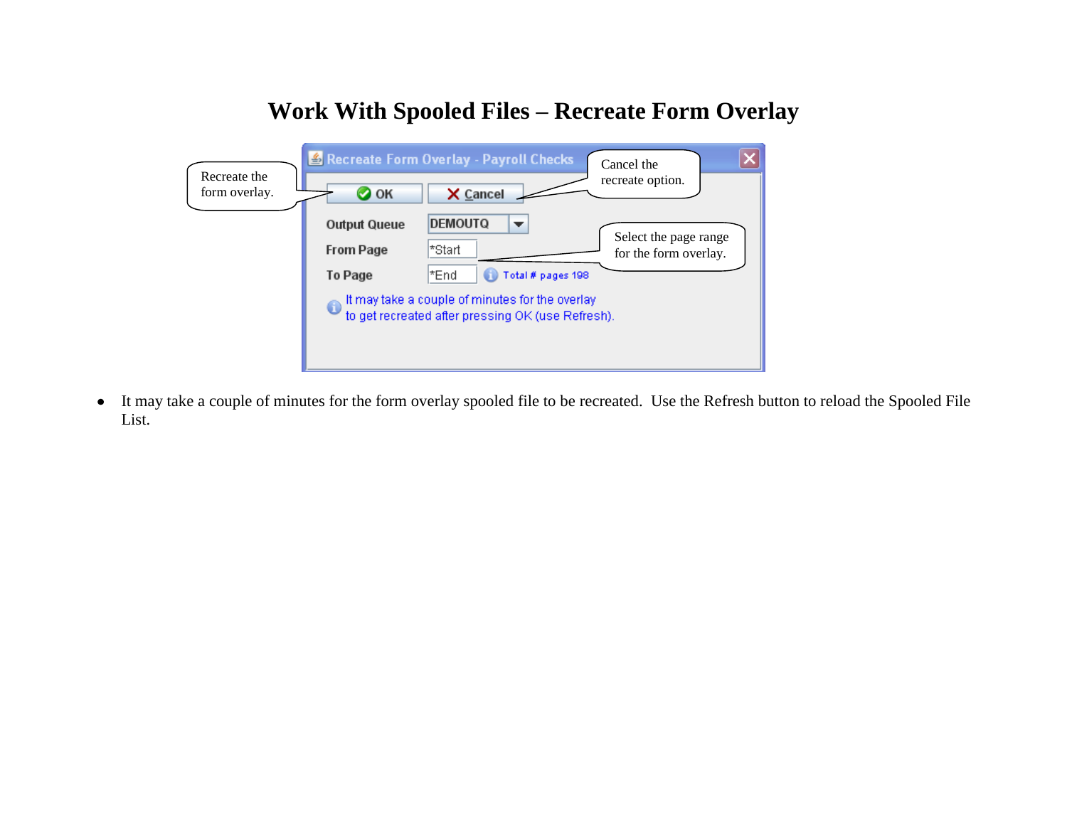# Work With Spooled Files – Recreate Form Overlay

Recreate the form overlay.

Cancel the recreate option.

Select the page range for the form overlay.

Recreate Form Overlay - Payroll Checks

OK

Cancel

Output Queue DEMOUTQ

From Page *Start

To Page *End

Total # pages 198

It may take a couple of minutes for the overlay to get recreated after pressing OK (use Refresh).

- It may take a couple of minutes for the form overlay spooled file to be recreated. Use the Refresh button to reload the Spooled File List.